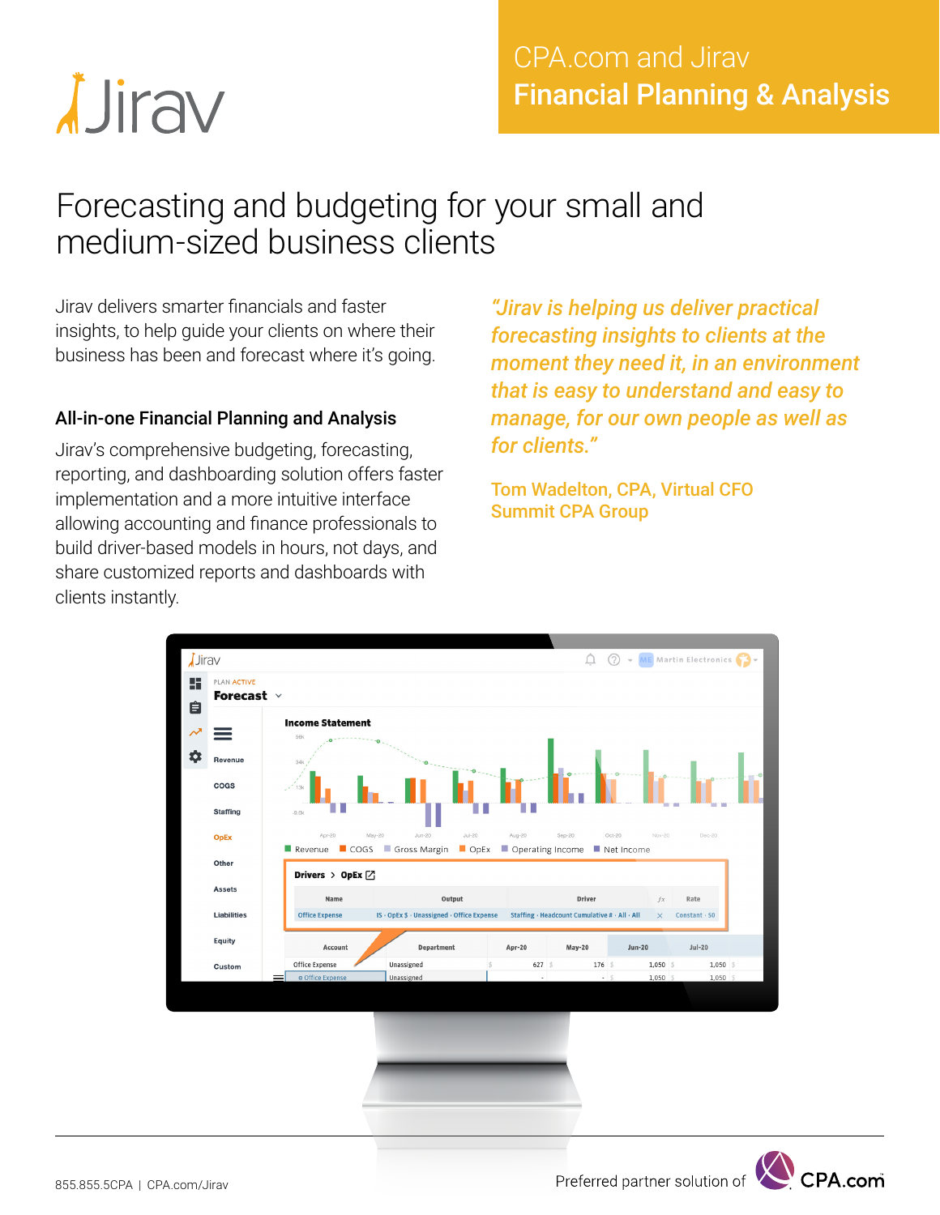Jirav

CPA.com and Jirav
**Financial Planning & Analysis**

# Forecasting and budgeting for your small and medium-sized business clients

Jirav delivers smarter financials and faster insights, to help guide your clients on where their business has been and forecast where it's going.

### All-in-one Financial Planning and Analysis

Jirav's comprehensive budgeting, forecasting, reporting, and dashboarding solution offers faster implementation and a more intuitive interface allowing accounting and finance professionals to build driver-based models in hours, not days, and share customized reports and dashboards with clients instantly.

*"Jirav is helping us deliver practical forecasting insights to clients at the moment they need it, in an environment that is easy to understand and easy to manage, for our own people as well as for clients."*

Tom Wadelton, CPA, Virtual CFO
Summit CPA Group

855.855.5CPA | CPA.com/Jirav

Preferred partner solution of CPA.com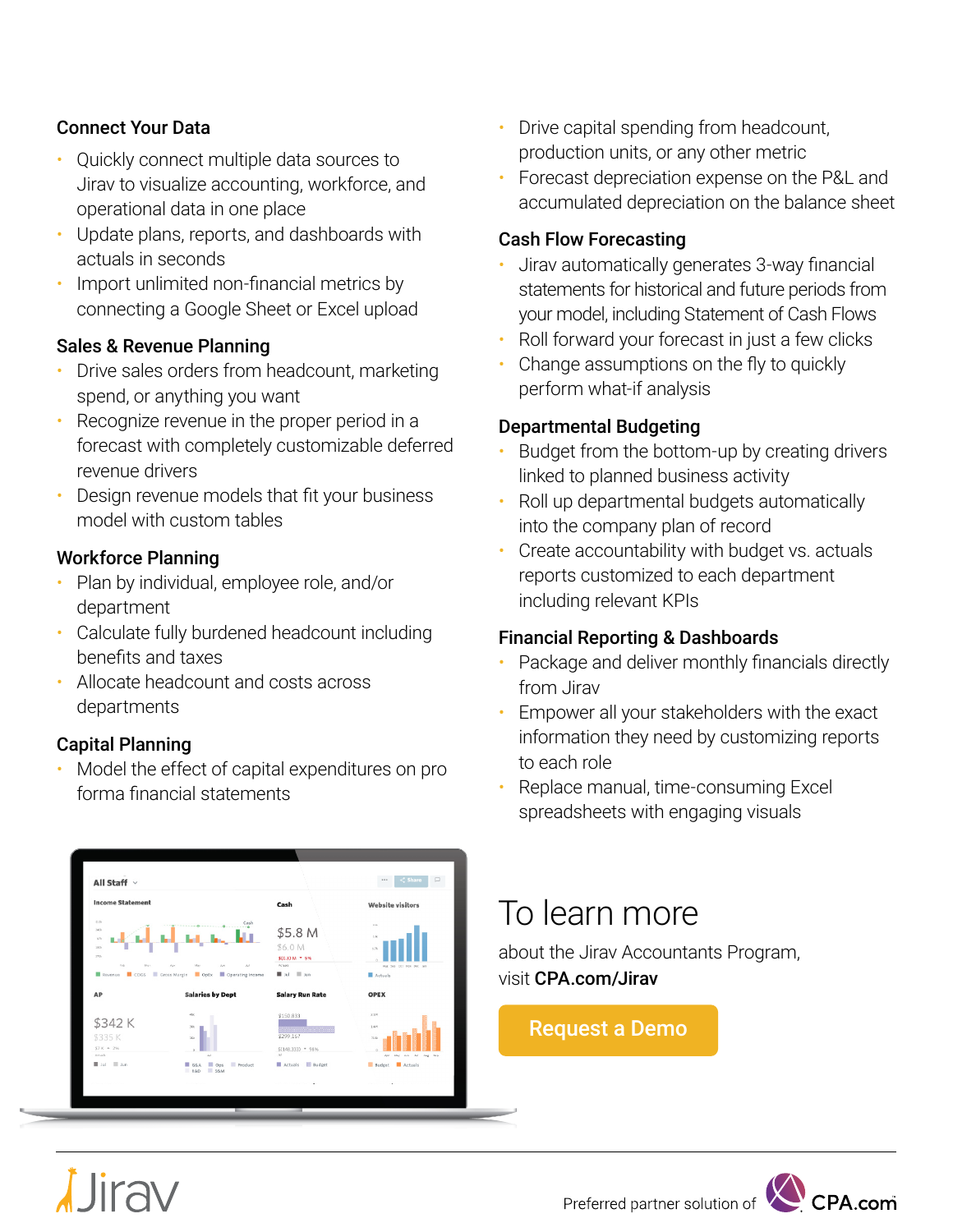## Connect Your Data

- Quickly connect multiple data sources to Jirav to visualize accounting, workforce, and operational data in one place
- Update plans, reports, and dashboards with actuals in seconds
- Import unlimited non-financial metrics by connecting a Google Sheet or Excel upload

## Sales & Revenue Planning

- Drive sales orders from headcount, marketing spend, or anything you want
- Recognize revenue in the proper period in a forecast with completely customizable deferred revenue drivers
- Design revenue models that fit your business model with custom tables

## Workforce Planning

- Plan by individual, employee role, and/or department
- Calculate fully burdened headcount including benefits and taxes
- Allocate headcount and costs across departments

## Capital Planning

- Model the effect of capital expenditures on pro forma financial statements
- Drive capital spending from headcount, production units, or any other metric
- Forecast depreciation expense on the P&L and accumulated depreciation on the balance sheet

## Cash Flow Forecasting

- Jirav automatically generates 3-way financial statements for historical and future periods from your model, including Statement of Cash Flows
- Roll forward your forecast in just a few clicks
- Change assumptions on the fly to quickly perform what-if analysis

## Departmental Budgeting

- Budget from the bottom-up by creating drivers linked to planned business activity
- Roll up departmental budgets automatically into the company plan of record
- Create accountability with budget vs. actuals reports customized to each department including relevant KPIs

## Financial Reporting & Dashboards

- Package and deliver monthly financials directly from Jirav
- Empower all your stakeholders with the exact information they need by customizing reports to each role
- Replace manual, time-consuming Excel spreadsheets with engaging visuals

# To learn more

about the Jirav Accountants Program,
visit **CPA.com/Jirav**

**Request a Demo**

Jirav

Preferred partner solution of CPA.com